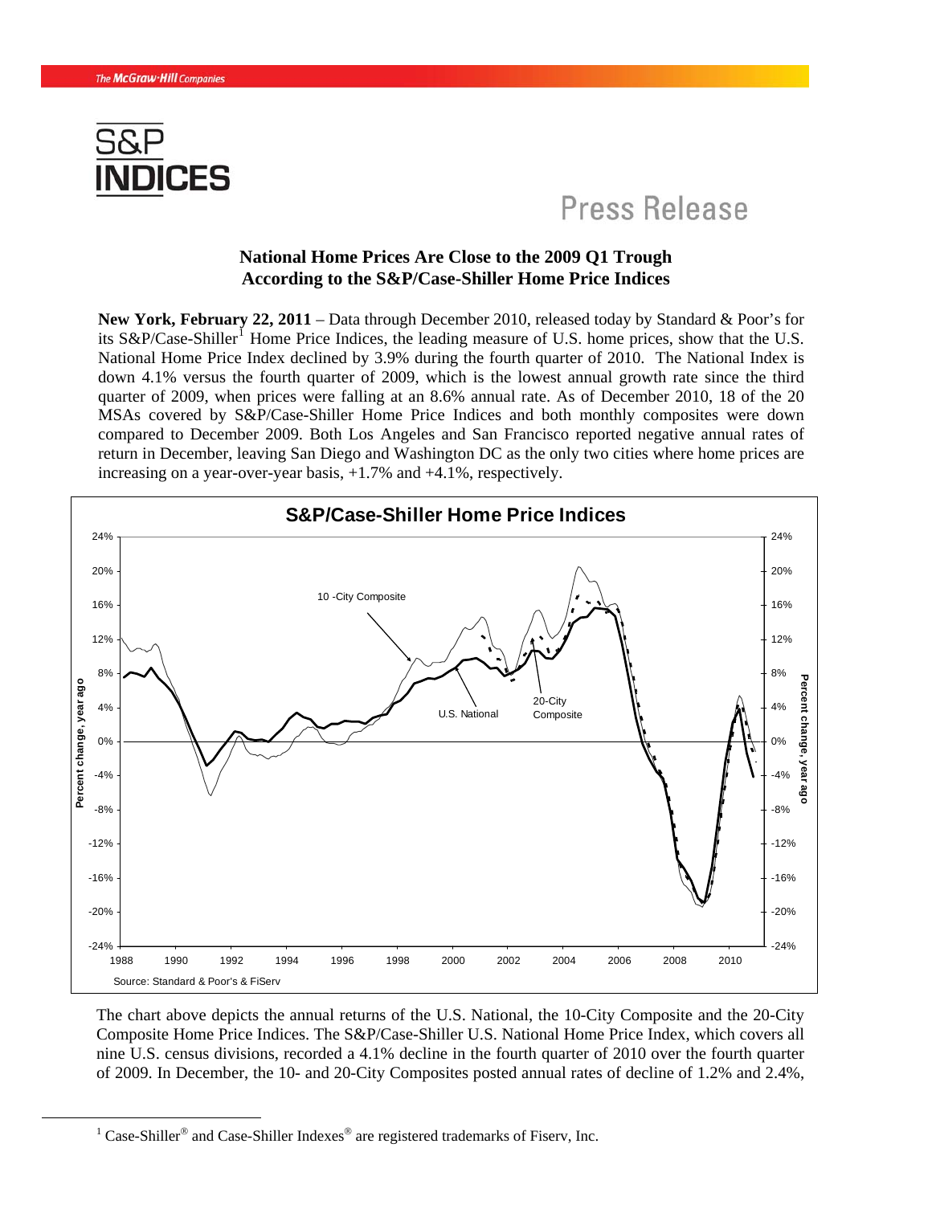# Press Release

## National Home Prices Are Close to the 2009 Q1 Trough According to the S&P/Case-Shiller Home Price Indices

**New York, February 22, 2011** – Data through December 2010, released today by Standard & Poor's for its S&P/Case-Shiller[1] Home Price Indices, the leading measure of U.S. home prices, show that the U.S. National Home Price Index declined by 3.9% during the fourth quarter of 2010. The National Index is down 4.1% versus the fourth quarter of 2009, which is the lowest annual growth rate since the third quarter of 2009, when prices were falling at an 8.6% annual rate. As of December 2010, 18 of the 20 MSAs covered by S&P/Case-Shiller Home Price Indices and both monthly composites were down compared to December 2009. Both Los Angeles and San Francisco reported negative annual rates of return in December, leaving San Diego and Washington DC as the only two cities where home prices are increasing on a year-over-year basis, +1.7% and +4.1%, respectively.

The chart above depicts the annual returns of the U.S. National, the 10-City Composite and the 20-City Composite Home Price Indices. The S&P/Case-Shiller U.S. National Home Price Index, which covers all nine U.S. census divisions, recorded a 4.1% decline in the fourth quarter of 2010 over the fourth quarter of 2009. In December, the 10- and 20-City Composites posted annual rates of decline of 1.2% and 2.4%,

[1] Case-Shiller® and Case-Shiller Indexes® are registered trademarks of Fiserv, Inc.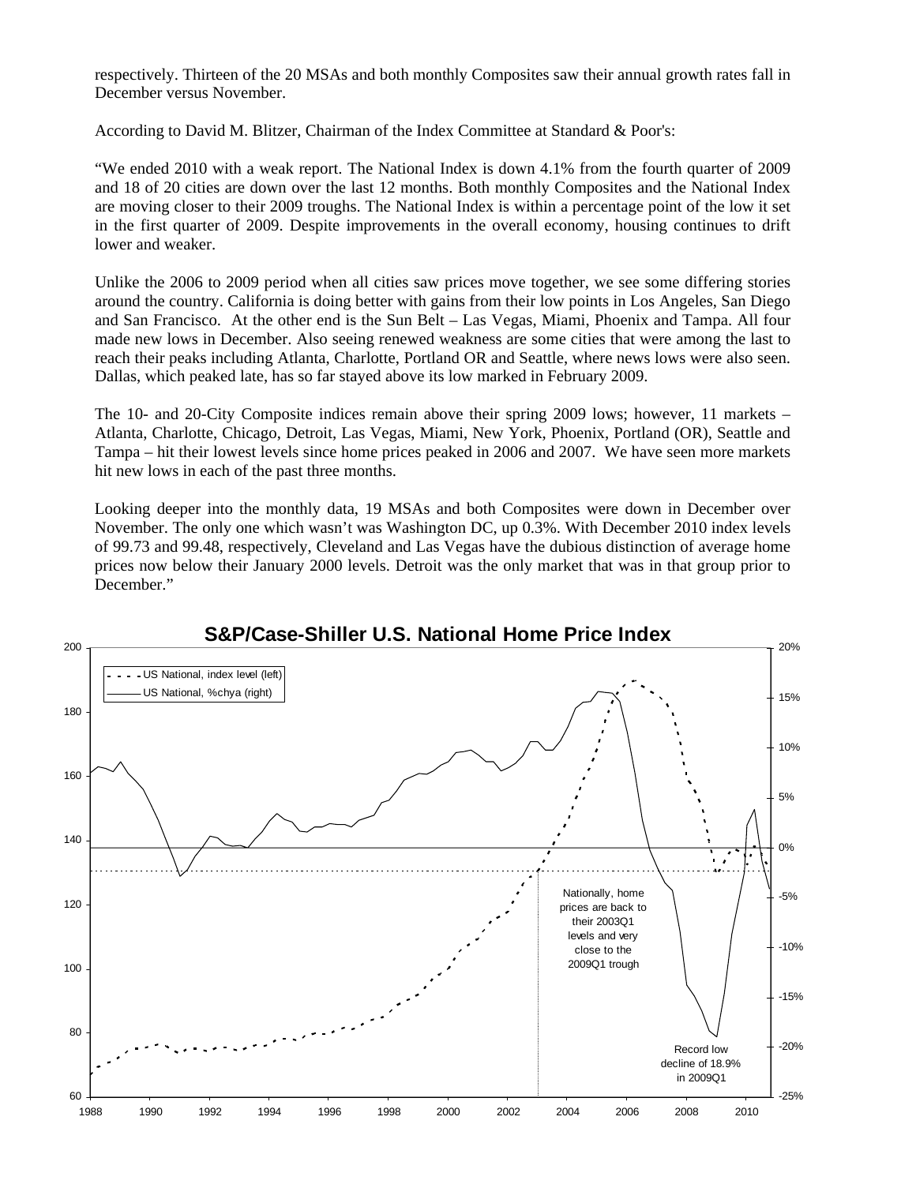respectively. Thirteen of the 20 MSAs and both monthly Composites saw their annual growth rates fall in December versus November.

According to David M. Blitzer, Chairman of the Index Committee at Standard & Poor's:

"We ended 2010 with a weak report. The National Index is down 4.1% from the fourth quarter of 2009 and 18 of 20 cities are down over the last 12 months. Both monthly Composites and the National Index are moving closer to their 2009 troughs. The National Index is within a percentage point of the low it set in the first quarter of 2009. Despite improvements in the overall economy, housing continues to drift lower and weaker.

Unlike the 2006 to 2009 period when all cities saw prices move together, we see some differing stories around the country. California is doing better with gains from their low points in Los Angeles, San Diego and San Francisco. At the other end is the Sun Belt – Las Vegas, Miami, Phoenix and Tampa. All four made new lows in December. Also seeing renewed weakness are some cities that were among the last to reach their peaks including Atlanta, Charlotte, Portland OR and Seattle, where news lows were also seen. Dallas, which peaked late, has so far stayed above its low marked in February 2009.

The 10- and 20-City Composite indices remain above their spring 2009 lows; however, 11 markets – Atlanta, Charlotte, Chicago, Detroit, Las Vegas, Miami, New York, Phoenix, Portland (OR), Seattle and Tampa – hit their lowest levels since home prices peaked in 2006 and 2007. We have seen more markets hit new lows in each of the past three months.

Looking deeper into the monthly data, 19 MSAs and both Composites were down in December over November. The only one which wasn't was Washington DC, up 0.3%. With December 2010 index levels of 99.73 and 99.48, respectively, Cleveland and Las Vegas have the dubious distinction of average home prices now below their January 2000 levels. Detroit was the only market that was in that group prior to December."

**S&P/Case-Shiller U.S. National Home Price Index**

Legend: US National, index level (left); US National, %chya (right)

Nationally, home prices are back to their 2003Q1 levels and very close to the 2009Q1 trough

Record low decline of 18.9% in 2009Q1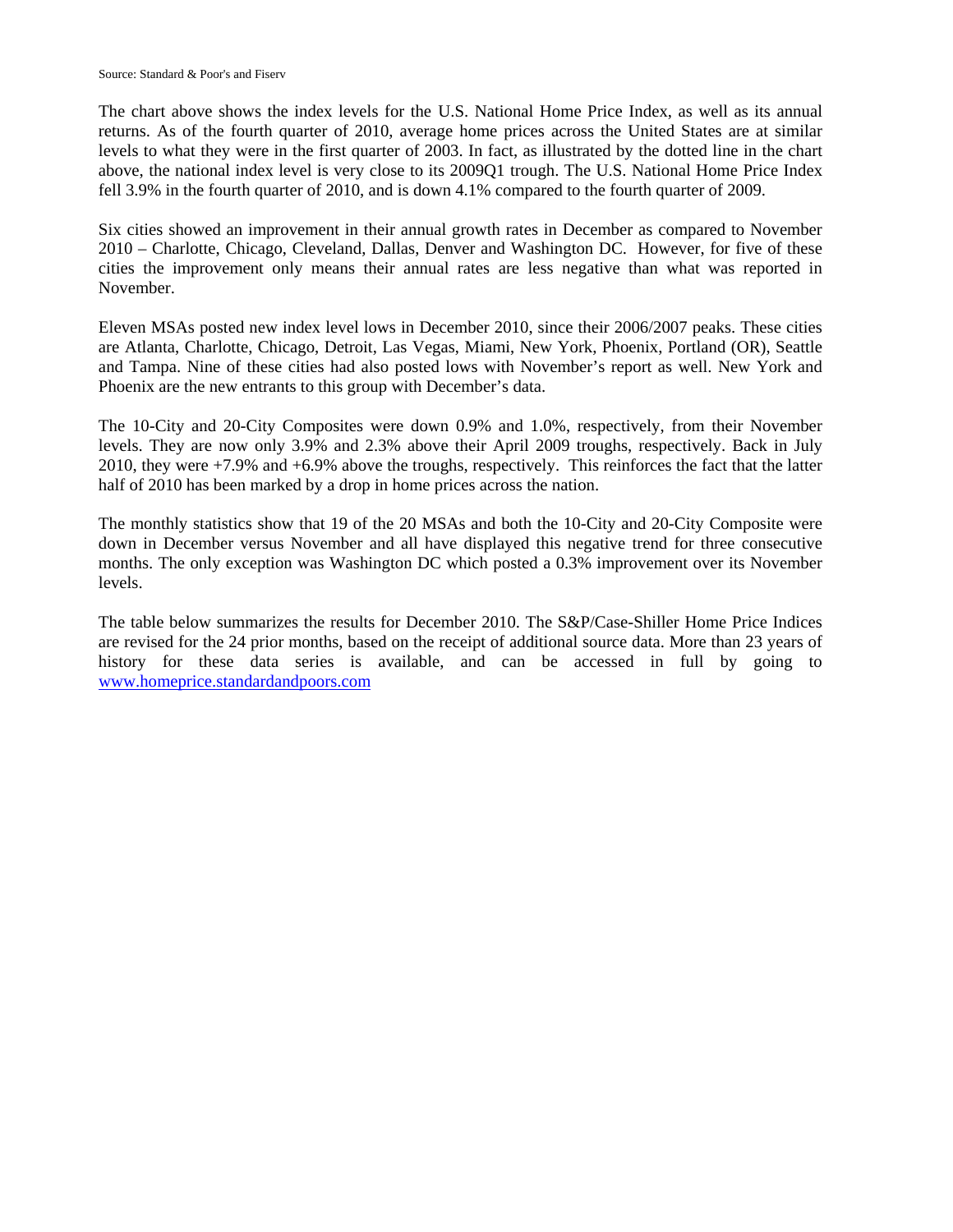Source: Standard & Poor's and Fiserv

The chart above shows the index levels for the U.S. National Home Price Index, as well as its annual returns. As of the fourth quarter of 2010, average home prices across the United States are at similar levels to what they were in the first quarter of 2003. In fact, as illustrated by the dotted line in the chart above, the national index level is very close to its 2009Q1 trough. The U.S. National Home Price Index fell 3.9% in the fourth quarter of 2010, and is down 4.1% compared to the fourth quarter of 2009.

Six cities showed an improvement in their annual growth rates in December as compared to November 2010 – Charlotte, Chicago, Cleveland, Dallas, Denver and Washington DC. However, for five of these cities the improvement only means their annual rates are less negative than what was reported in November.

Eleven MSAs posted new index level lows in December 2010, since their 2006/2007 peaks. These cities are Atlanta, Charlotte, Chicago, Detroit, Las Vegas, Miami, New York, Phoenix, Portland (OR), Seattle and Tampa. Nine of these cities had also posted lows with November's report as well. New York and Phoenix are the new entrants to this group with December's data.

The 10-City and 20-City Composites were down 0.9% and 1.0%, respectively, from their November levels. They are now only 3.9% and 2.3% above their April 2009 troughs, respectively. Back in July 2010, they were +7.9% and +6.9% above the troughs, respectively. This reinforces the fact that the latter half of 2010 has been marked by a drop in home prices across the nation.

The monthly statistics show that 19 of the 20 MSAs and both the 10-City and 20-City Composite were down in December versus November and all have displayed this negative trend for three consecutive months. The only exception was Washington DC which posted a 0.3% improvement over its November levels.

The table below summarizes the results for December 2010. The S&P/Case-Shiller Home Price Indices are revised for the 24 prior months, based on the receipt of additional source data. More than 23 years of history for these data series is available, and can be accessed in full by going to www.homeprice.standardandpoors.com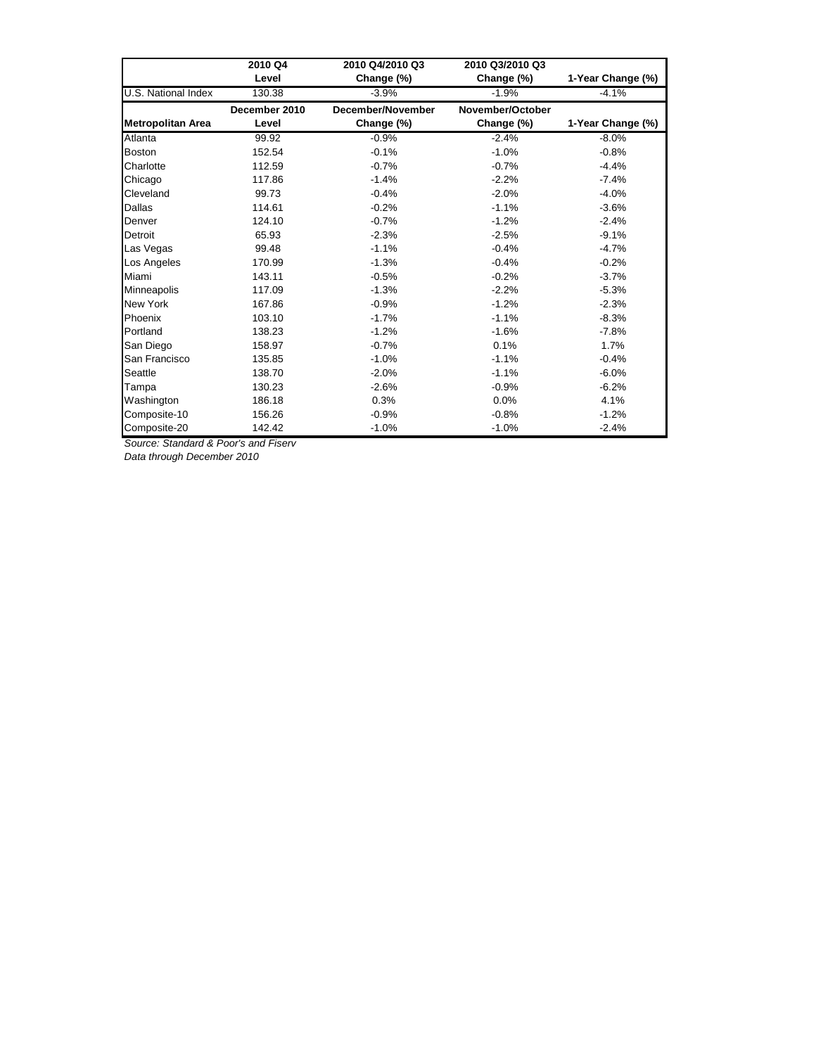| | 2010 Q4 Level | 2010 Q4/2010 Q3 Change (%) | 2010 Q3/2010 Q3 Change (%) | 1-Year Change (%) |
|---|---|---|---|---|
| U.S. National Index | 130.38 | -3.9% | -1.9% | -4.1% |
| **Metropolitan Area** | **December 2010 Level** | **December/November Change (%)** | **November/October Change (%)** | **1-Year Change (%)** |
| Atlanta | 99.92 | -0.9% | -2.4% | -8.0% |
| Boston | 152.54 | -0.1% | -1.0% | -0.8% |
| Charlotte | 112.59 | -0.7% | -0.7% | -4.4% |
| Chicago | 117.86 | -1.4% | -2.2% | -7.4% |
| Cleveland | 99.73 | -0.4% | -2.0% | -4.0% |
| Dallas | 114.61 | -0.2% | -1.1% | -3.6% |
| Denver | 124.10 | -0.7% | -1.2% | -2.4% |
| Detroit | 65.93 | -2.3% | -2.5% | -9.1% |
| Las Vegas | 99.48 | -1.1% | -0.4% | -4.7% |
| Los Angeles | 170.99 | -1.3% | -0.4% | -0.2% |
| Miami | 143.11 | -0.5% | -0.2% | -3.7% |
| Minneapolis | 117.09 | -1.3% | -2.2% | -5.3% |
| New York | 167.86 | -0.9% | -1.2% | -2.3% |
| Phoenix | 103.10 | -1.7% | -1.1% | -8.3% |
| Portland | 138.23 | -1.2% | -1.6% | -7.8% |
| San Diego | 158.97 | -0.7% | 0.1% | 1.7% |
| San Francisco | 135.85 | -1.0% | -1.1% | -0.4% |
| Seattle | 138.70 | -2.0% | -1.1% | -6.0% |
| Tampa | 130.23 | -2.6% | -0.9% | -6.2% |
| Washington | 186.18 | 0.3% | 0.0% | 4.1% |
| Composite-10 | 156.26 | -0.9% | -0.8% | -1.2% |
| Composite-20 | 142.42 | -1.0% | -1.0% | -2.4% |

*Source: Standard & Poor's and Fiserv*

*Data through December 2010*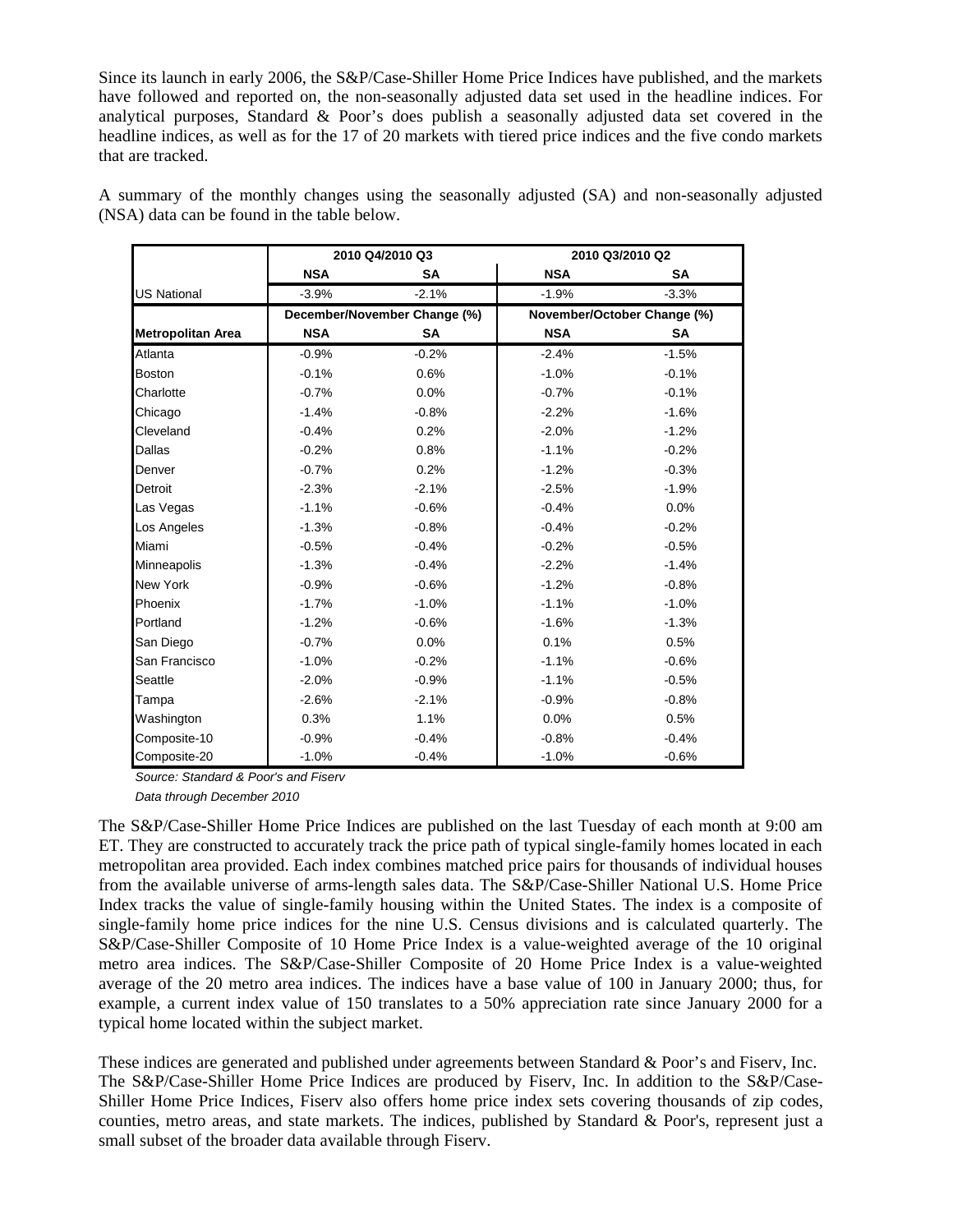Since its launch in early 2006, the S&P/Case-Shiller Home Price Indices have published, and the markets have followed and reported on, the non-seasonally adjusted data set used in the headline indices. For analytical purposes, Standard & Poor's does publish a seasonally adjusted data set covered in the headline indices, as well as for the 17 of 20 markets with tiered price indices and the five condo markets that are tracked.

A summary of the monthly changes using the seasonally adjusted (SA) and non-seasonally adjusted (NSA) data can be found in the table below.

| | 2010 Q4/2010 Q3 | | 2010 Q3/2010 Q2 | |
|---|---|---|---|---|
| | **NSA** | **SA** | **NSA** | **SA** |
| US National | -3.9% | -2.1% | -1.9% | -3.3% |
| | December/November Change (%) | | November/October Change (%) | |
| **Metropolitan Area** | **NSA** | **SA** | **NSA** | **SA** |
| Atlanta | -0.9% | -0.2% | -2.4% | -1.5% |
| Boston | -0.1% | 0.6% | -1.0% | -0.1% |
| Charlotte | -0.7% | 0.0% | -0.7% | -0.1% |
| Chicago | -1.4% | -0.8% | -2.2% | -1.6% |
| Cleveland | -0.4% | 0.2% | -2.0% | -1.2% |
| Dallas | -0.2% | 0.8% | -1.1% | -0.2% |
| Denver | -0.7% | 0.2% | -1.2% | -0.3% |
| Detroit | -2.3% | -2.1% | -2.5% | -1.9% |
| Las Vegas | -1.1% | -0.6% | -0.4% | 0.0% |
| Los Angeles | -1.3% | -0.8% | -0.4% | -0.2% |
| Miami | -0.5% | -0.4% | -0.2% | -0.5% |
| Minneapolis | -1.3% | -0.4% | -2.2% | -1.4% |
| New York | -0.9% | -0.6% | -1.2% | -0.8% |
| Phoenix | -1.7% | -1.0% | -1.1% | -1.0% |
| Portland | -1.2% | -0.6% | -1.6% | -1.3% |
| San Diego | -0.7% | 0.0% | 0.1% | 0.5% |
| San Francisco | -1.0% | -0.2% | -1.1% | -0.6% |
| Seattle | -2.0% | -0.9% | -1.1% | -0.5% |
| Tampa | -2.6% | -2.1% | -0.9% | -0.8% |
| Washington | 0.3% | 1.1% | 0.0% | 0.5% |
| Composite-10 | -0.9% | -0.4% | -0.8% | -0.4% |
| Composite-20 | -1.0% | -0.4% | -1.0% | -0.6% |

*Source: Standard & Poor's and Fiserv*

*Data through December 2010*

The S&P/Case-Shiller Home Price Indices are published on the last Tuesday of each month at 9:00 am ET. They are constructed to accurately track the price path of typical single-family homes located in each metropolitan area provided. Each index combines matched price pairs for thousands of individual houses from the available universe of arms-length sales data. The S&P/Case-Shiller National U.S. Home Price Index tracks the value of single-family housing within the United States. The index is a composite of single-family home price indices for the nine U.S. Census divisions and is calculated quarterly. The S&P/Case-Shiller Composite of 10 Home Price Index is a value-weighted average of the 10 original metro area indices. The S&P/Case-Shiller Composite of 20 Home Price Index is a value-weighted average of the 20 metro area indices. The indices have a base value of 100 in January 2000; thus, for example, a current index value of 150 translates to a 50% appreciation rate since January 2000 for a typical home located within the subject market.

These indices are generated and published under agreements between Standard & Poor's and Fiserv, Inc. The S&P/Case-Shiller Home Price Indices are produced by Fiserv, Inc. In addition to the S&P/Case-Shiller Home Price Indices, Fiserv also offers home price index sets covering thousands of zip codes, counties, metro areas, and state markets. The indices, published by Standard & Poor's, represent just a small subset of the broader data available through Fiserv.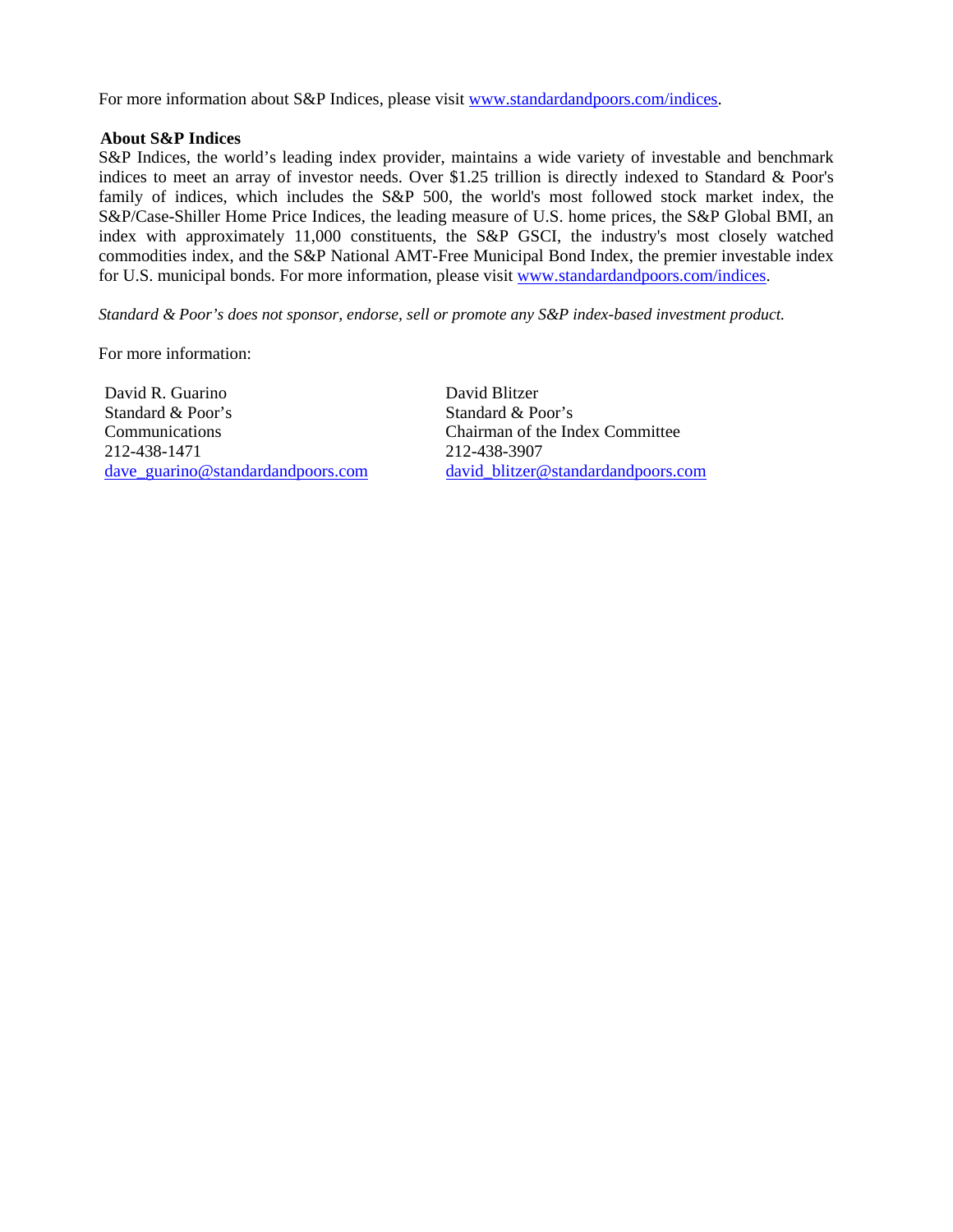For more information about S&P Indices, please visit www.standardandpoors.com/indices.

**About S&P Indices**

S&P Indices, the world's leading index provider, maintains a wide variety of investable and benchmark indices to meet an array of investor needs. Over $1.25 trillion is directly indexed to Standard & Poor's family of indices, which includes the S&P 500, the world's most followed stock market index, the S&P/Case-Shiller Home Price Indices, the leading measure of U.S. home prices, the S&P Global BMI, an index with approximately 11,000 constituents, the S&P GSCI, the industry's most closely watched commodities index, and the S&P National AMT-Free Municipal Bond Index, the premier investable index for U.S. municipal bonds. For more information, please visit www.standardandpoors.com/indices.

*Standard & Poor's does not sponsor, endorse, sell or promote any S&P index-based investment product.*

For more information:

David R. Guarino
Standard & Poor's
Communications
212-438-1471
dave_guarino@standardandpoors.com

David Blitzer
Standard & Poor's
Chairman of the Index Committee
212-438-3907
david_blitzer@standardandpoors.com